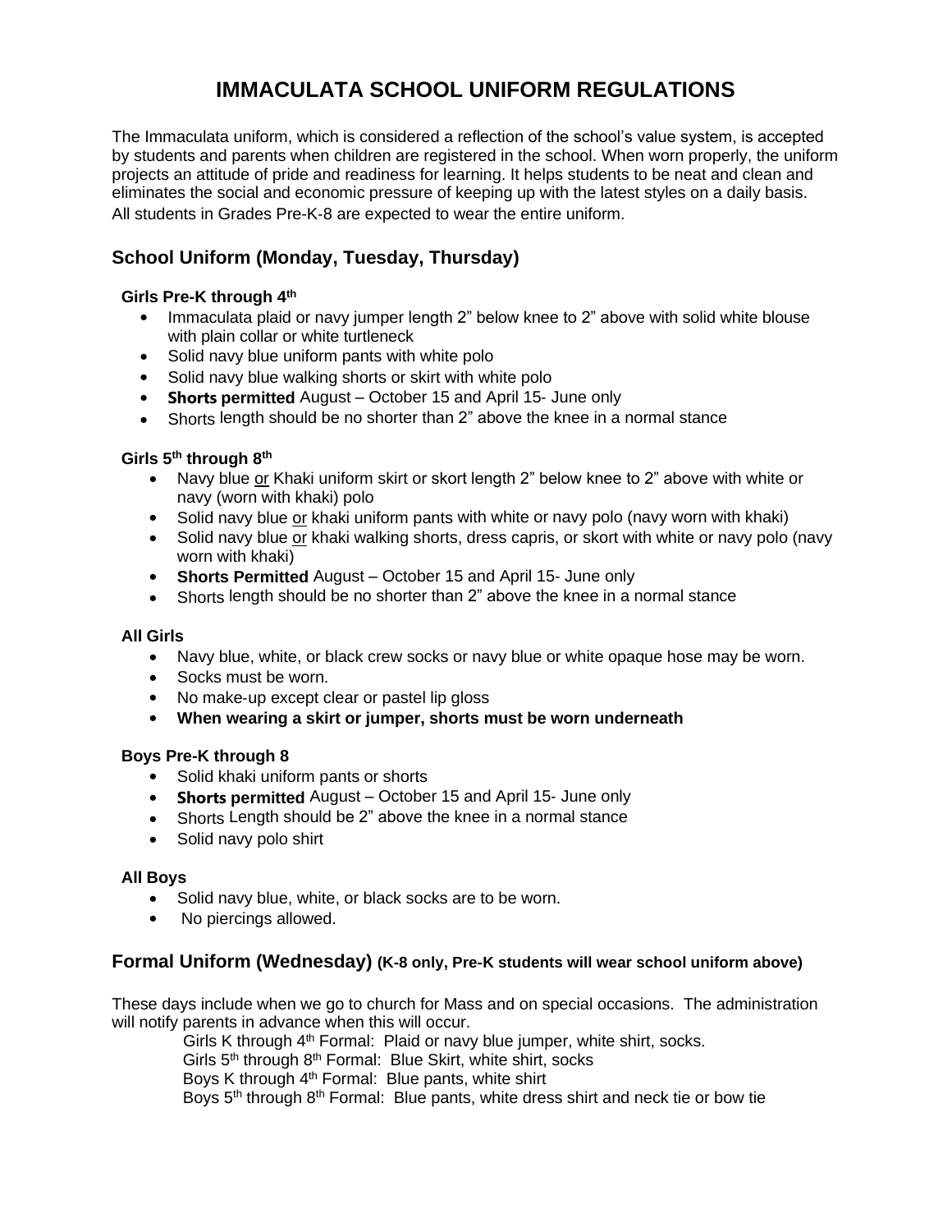# IMMACULATA SCHOOL UNIFORM REGULATIONS

The Immaculata uniform, which is considered a reflection of the school's value system, is accepted by students and parents when children are registered in the school. When worn properly, the uniform projects an attitude of pride and readiness for learning. It helps students to be neat and clean and eliminates the social and economic pressure of keeping up with the latest styles on a daily basis. All students in Grades Pre-K-8 are expected to wear the entire uniform.

## School Uniform (Monday, Tuesday, Thursday)

### Girls Pre-K through 4th

- Immaculata plaid or navy jumper length 2" below knee to 2" above with solid white blouse with plain collar or white turtleneck
- Solid navy blue uniform pants with white polo
- Solid navy blue walking shorts or skirt with white polo
- **Shorts permitted** August – October 15 and April 15- June only
- Shorts length should be no shorter than 2" above the knee in a normal stance

### Girls 5th through 8th

- Navy blue <u>or</u> Khaki uniform skirt or skort length 2" below knee to 2" above with white or navy (worn with khaki) polo
- Solid navy blue <u>or</u> khaki uniform pants with white or navy polo (navy worn with khaki)
- Solid navy blue <u>or</u> khaki walking shorts, dress capris, or skort with white or navy polo (navy worn with khaki)
- **Shorts Permitted** August – October 15 and April 15- June only
- Shorts length should be no shorter than 2" above the knee in a normal stance

### All Girls

- Navy blue, white, or black crew socks or navy blue or white opaque hose may be worn.
- Socks must be worn.
- No make-up except clear or pastel lip gloss
- **When wearing a skirt or jumper, shorts must be worn underneath**

### Boys Pre-K through 8

- Solid khaki uniform pants or shorts
- **Shorts permitted** August – October 15 and April 15- June only
- Shorts Length should be 2" above the knee in a normal stance
- Solid navy polo shirt

### All Boys

- Solid navy blue, white, or black socks are to be worn.
- No piercings allowed.

## Formal Uniform (Wednesday) (K-8 only, Pre-K students will wear school uniform above)

These days include when we go to church for Mass and on special occasions. The administration will notify parents in advance when this will occur.

Girls K through 4th Formal: Plaid or navy blue jumper, white shirt, socks.
Girls 5th through 8th Formal: Blue Skirt, white shirt, socks
Boys K through 4th Formal: Blue pants, white shirt
Boys 5th through 8th Formal: Blue pants, white dress shirt and neck tie or bow tie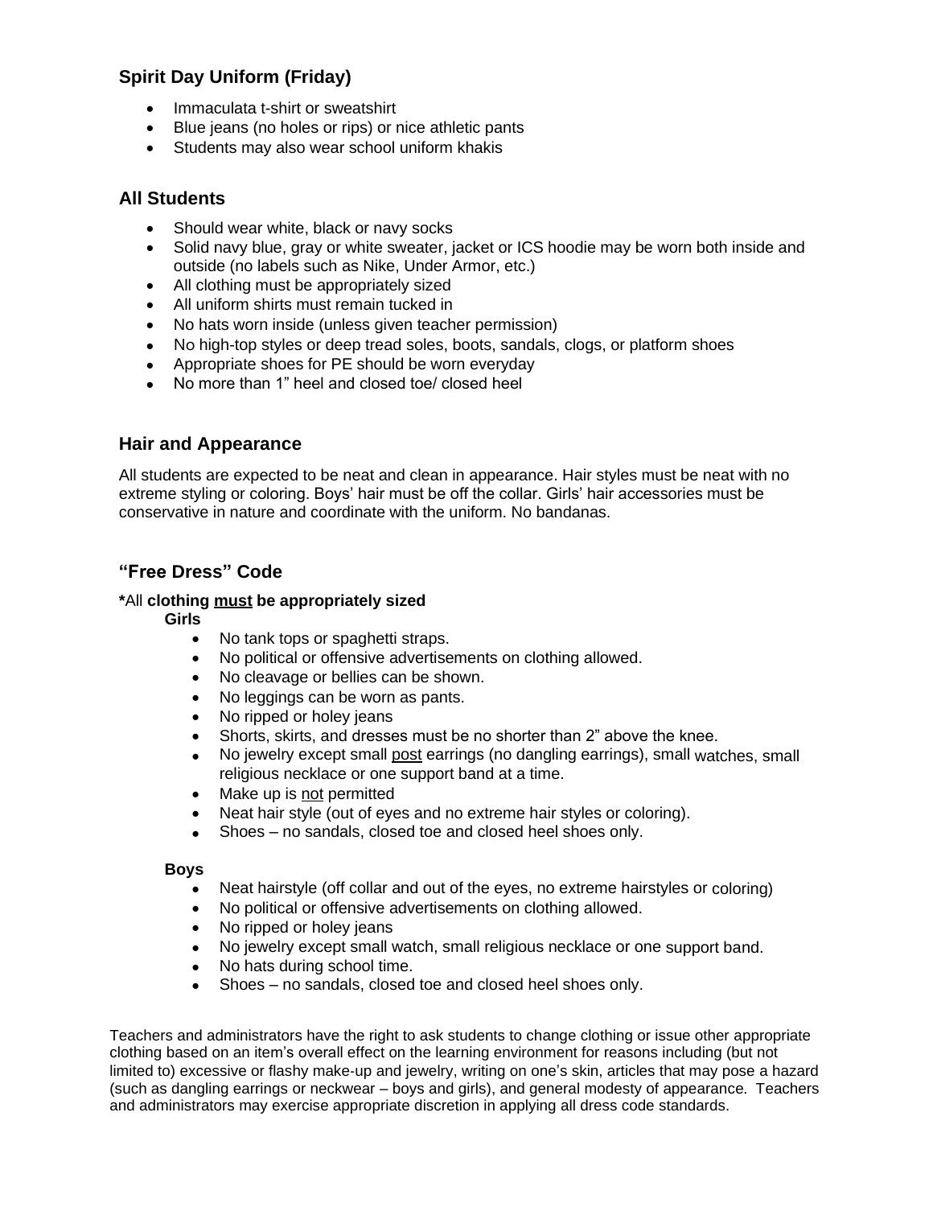## Spirit Day Uniform (Friday)

- Immaculata t-shirt or sweatshirt
- Blue jeans (no holes or rips) or nice athletic pants
- Students may also wear school uniform khakis

## All Students

- Should wear white, black or navy socks
- Solid navy blue, gray or white sweater, jacket or ICS hoodie may be worn both inside and outside (no labels such as Nike, Under Armor, etc.)
- All clothing must be appropriately sized
- All uniform shirts must remain tucked in
- No hats worn inside (unless given teacher permission)
- No high-top styles or deep tread soles, boots, sandals, clogs, or platform shoes
- Appropriate shoes for PE should be worn everyday
- No more than 1" heel and closed toe/ closed heel

## Hair and Appearance

All students are expected to be neat and clean in appearance. Hair styles must be neat with no extreme styling or coloring. Boys' hair must be off the collar. Girls' hair accessories must be conservative in nature and coordinate with the uniform. No bandanas.

## "Free Dress" Code

***All clothing <u>must</u> be appropriately sized**

**Girls**

- No tank tops or spaghetti straps.
- No political or offensive advertisements on clothing allowed.
- No cleavage or bellies can be shown.
- No leggings can be worn as pants.
- No ripped or holey jeans
- Shorts, skirts, and dresses must be no shorter than 2" above the knee.
- No jewelry except small <u>post</u> earrings (no dangling earrings), small watches, small religious necklace or one support band at a time.
- Make up is <u>not</u> permitted
- Neat hair style (out of eyes and no extreme hair styles or coloring).
- Shoes – no sandals, closed toe and closed heel shoes only.

**Boys**

- Neat hairstyle (off collar and out of the eyes, no extreme hairstyles or coloring)
- No political or offensive advertisements on clothing allowed.
- No ripped or holey jeans
- No jewelry except small watch, small religious necklace or one support band.
- No hats during school time.
- Shoes – no sandals, closed toe and closed heel shoes only.

Teachers and administrators have the right to ask students to change clothing or issue other appropriate clothing based on an item's overall effect on the learning environment for reasons including (but not limited to) excessive or flashy make-up and jewelry, writing on one's skin, articles that may pose a hazard (such as dangling earrings or neckwear – boys and girls), and general modesty of appearance. Teachers and administrators may exercise appropriate discretion in applying all dress code standards.